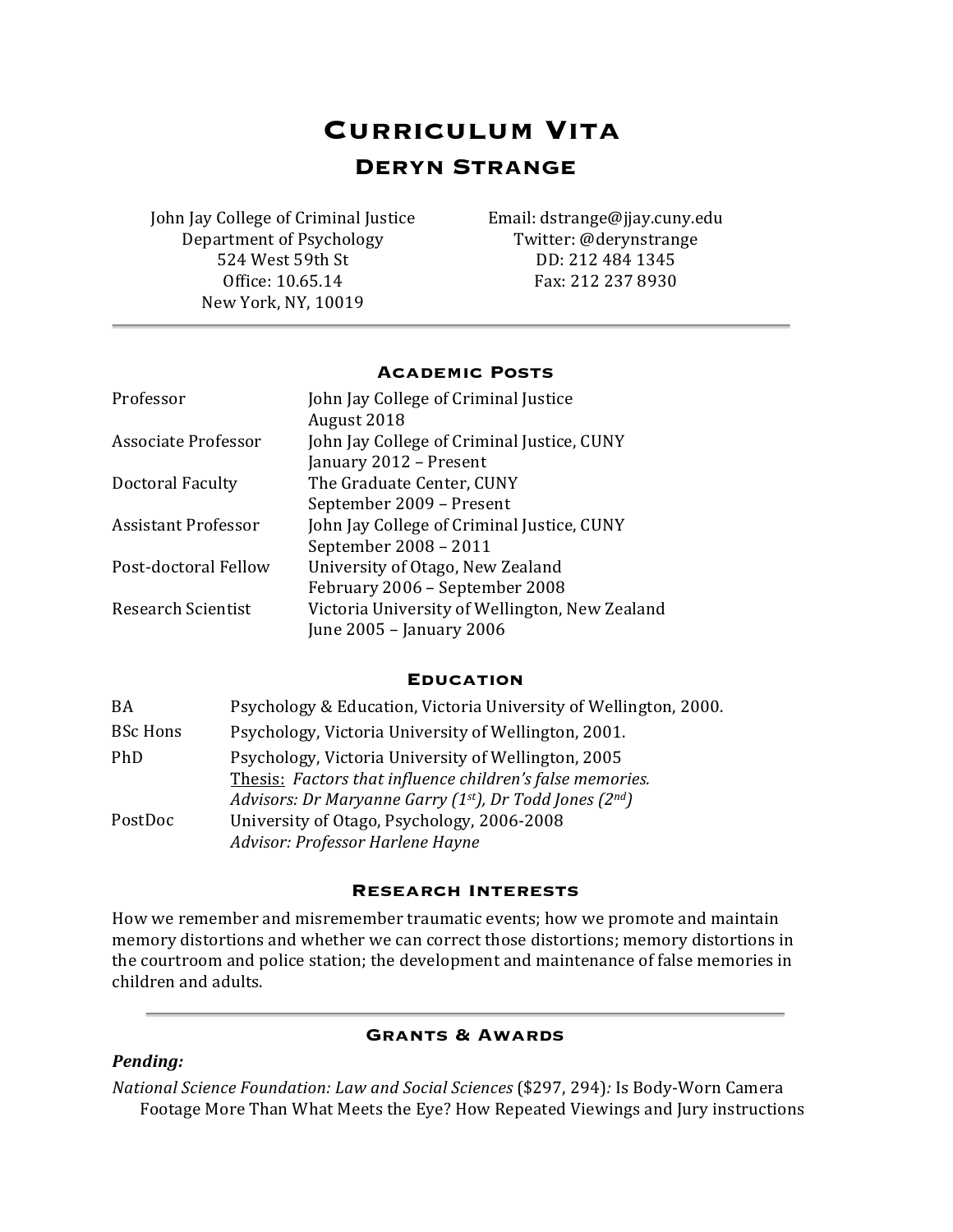# Curriculum Vita

## Deryn Strange

John Jay College of Criminal Justice
Department of Psychology
524 West 59th St
Office: 10.65.14
New York, NY, 10019

Email: dstrange@jjay.cuny.edu
Twitter: @derynstrange
DD: 212 484 1345
Fax: 212 237 8930

---

### Academic Posts

| | |
|---|---|
| Professor | John Jay College of Criminal Justice<br>August 2018 |
| Associate Professor | John Jay College of Criminal Justice, CUNY<br>January 2012 – Present |
| Doctoral Faculty | The Graduate Center, CUNY<br>September 2009 – Present |
| Assistant Professor | John Jay College of Criminal Justice, CUNY<br>September 2008 – 2011 |
| Post-doctoral Fellow | University of Otago, New Zealand<br>February 2006 – September 2008 |
| Research Scientist | Victoria University of Wellington, New Zealand<br>June 2005 – January 2006 |

### Education

| | |
|---|---|
| BA | Psychology & Education, Victoria University of Wellington, 2000. |
| BSc Hons | Psychology, Victoria University of Wellington, 2001. |
| PhD | Psychology, Victoria University of Wellington, 2005<br>Thesis: *Factors that influence children's false memories.*<br>*Advisors: Dr Maryanne Garry (1st), Dr Todd Jones (2nd)* |
| PostDoc | University of Otago, Psychology, 2006-2008<br>*Advisor: Professor Harlene Hayne* |

### Research Interests

How we remember and misremember traumatic events; how we promote and maintain memory distortions and whether we can correct those distortions; memory distortions in the courtroom and police station; the development and maintenance of false memories in children and adults.

---

### Grants & Awards

***Pending:***

*National Science Foundation: Law and Social Sciences* ($297, 294)*:* Is Body-Worn Camera Footage More Than What Meets the Eye? How Repeated Viewings and Jury instructions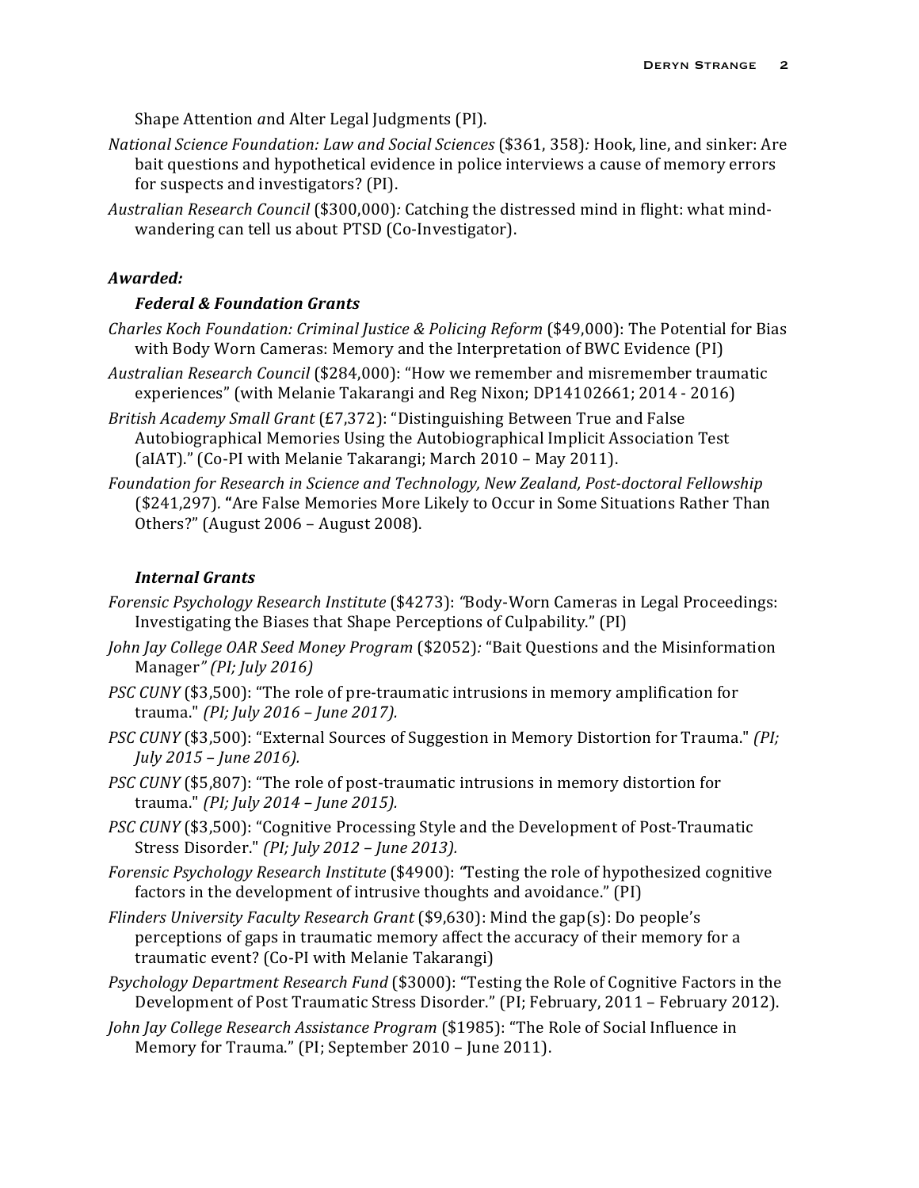Shape Attention *a*nd Alter Legal Judgments (PI).

*National Science Foundation: Law and Social Sciences* ($361, 358)*:* Hook, line, and sinker: Are bait questions and hypothetical evidence in police interviews a cause of memory errors for suspects and investigators? (PI).

*Australian Research Council* ($300,000)*:* Catching the distressed mind in flight: what mind-wandering can tell us about PTSD (Co-Investigator).

***Awarded:***

***Federal & Foundation Grants***

*Charles Koch Foundation: Criminal Justice & Policing Reform* ($49,000): The Potential for Bias with Body Worn Cameras: Memory and the Interpretation of BWC Evidence (PI)

*Australian Research Council* ($284,000): "How we remember and misremember traumatic experiences" (with Melanie Takarangi and Reg Nixon; DP14102661; 2014 - 2016)

*British Academy Small Grant* (£7,372): "Distinguishing Between True and False Autobiographical Memories Using the Autobiographical Implicit Association Test (aIAT)." (Co-PI with Melanie Takarangi; March 2010 – May 2011).

*Foundation for Research in Science and Technology, New Zealand, Post-doctoral Fellowship* ($241,297). **"**Are False Memories More Likely to Occur in Some Situations Rather Than Others?" (August 2006 – August 2008).

***Internal Grants***

*Forensic Psychology Research Institute* ($4273): *"*Body-Worn Cameras in Legal Proceedings: Investigating the Biases that Shape Perceptions of Culpability." (PI)

*John Jay College OAR Seed Money Program* ($2052)*:* "Bait Questions and the Misinformation Manager*" (PI; July 2016)*

*PSC CUNY* ($3,500): "The role of pre-traumatic intrusions in memory amplification for trauma." *(PI; July 2016 – June 2017).*

*PSC CUNY* ($3,500): "External Sources of Suggestion in Memory Distortion for Trauma." *(PI; July 2015 – June 2016).*

*PSC CUNY* ($5,807): "The role of post-traumatic intrusions in memory distortion for trauma." *(PI; July 2014 – June 2015).*

*PSC CUNY* ($3,500): "Cognitive Processing Style and the Development of Post-Traumatic Stress Disorder." *(PI; July 2012 – June 2013).*

*Forensic Psychology Research Institute* ($4900): *"*Testing the role of hypothesized cognitive factors in the development of intrusive thoughts and avoidance." (PI)

*Flinders University Faculty Research Grant* ($9,630): Mind the gap(s): Do people's perceptions of gaps in traumatic memory affect the accuracy of their memory for a traumatic event? (Co-PI with Melanie Takarangi)

*Psychology Department Research Fund* ($3000): "Testing the Role of Cognitive Factors in the Development of Post Traumatic Stress Disorder." (PI; February, 2011 – February 2012).

*John Jay College Research Assistance Program* ($1985): "The Role of Social Influence in Memory for Trauma." (PI; September 2010 – June 2011).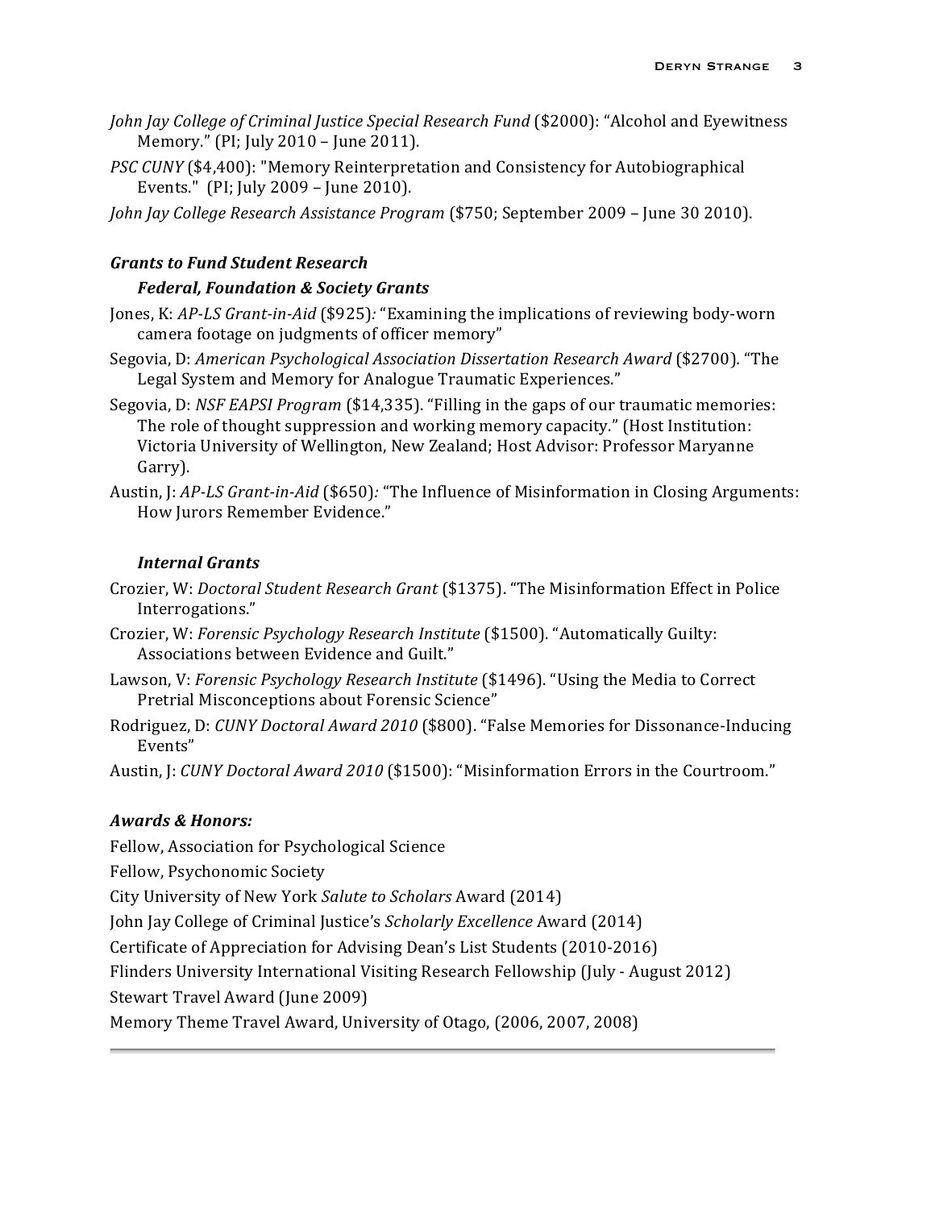*John Jay College of Criminal Justice Special Research Fund* ($2000): "Alcohol and Eyewitness Memory." (PI; July 2010 – June 2011).

*PSC CUNY* ($4,400): "Memory Reinterpretation and Consistency for Autobiographical Events." (PI; July 2009 – June 2010).

*John Jay College Research Assistance Program* ($750; September 2009 – June 30 2010).

### *Grants to Fund Student Research*

#### *Federal, Foundation & Society Grants*

Jones, K: *AP-LS Grant-in-Aid* ($925): "Examining the implications of reviewing body-worn camera footage on judgments of officer memory"

Segovia, D: *American Psychological Association Dissertation Research Award* ($2700). "The Legal System and Memory for Analogue Traumatic Experiences."

Segovia, D: *NSF EAPSI Program* ($14,335). "Filling in the gaps of our traumatic memories: The role of thought suppression and working memory capacity." (Host Institution: Victoria University of Wellington, New Zealand; Host Advisor: Professor Maryanne Garry).

Austin, J: *AP-LS Grant-in-Aid* ($650): "The Influence of Misinformation in Closing Arguments: How Jurors Remember Evidence."

#### *Internal Grants*

Crozier, W: *Doctoral Student Research Grant* ($1375). "The Misinformation Effect in Police Interrogations."

Crozier, W: *Forensic Psychology Research Institute* ($1500). "Automatically Guilty: Associations between Evidence and Guilt."

Lawson, V: *Forensic Psychology Research Institute* ($1496). "Using the Media to Correct Pretrial Misconceptions about Forensic Science"

Rodriguez, D: *CUNY Doctoral Award 2010* ($800). "False Memories for Dissonance-Inducing Events"

Austin, J: *CUNY Doctoral Award 2010* ($1500): "Misinformation Errors in the Courtroom."

### *Awards & Honors:*

Fellow, Association for Psychological Science

Fellow, Psychonomic Society

City University of New York *Salute to Scholars* Award (2014)

John Jay College of Criminal Justice's *Scholarly Excellence* Award (2014)

Certificate of Appreciation for Advising Dean's List Students (2010-2016)

Flinders University International Visiting Research Fellowship (July - August 2012)

Stewart Travel Award (June 2009)

Memory Theme Travel Award, University of Otago, (2006, 2007, 2008)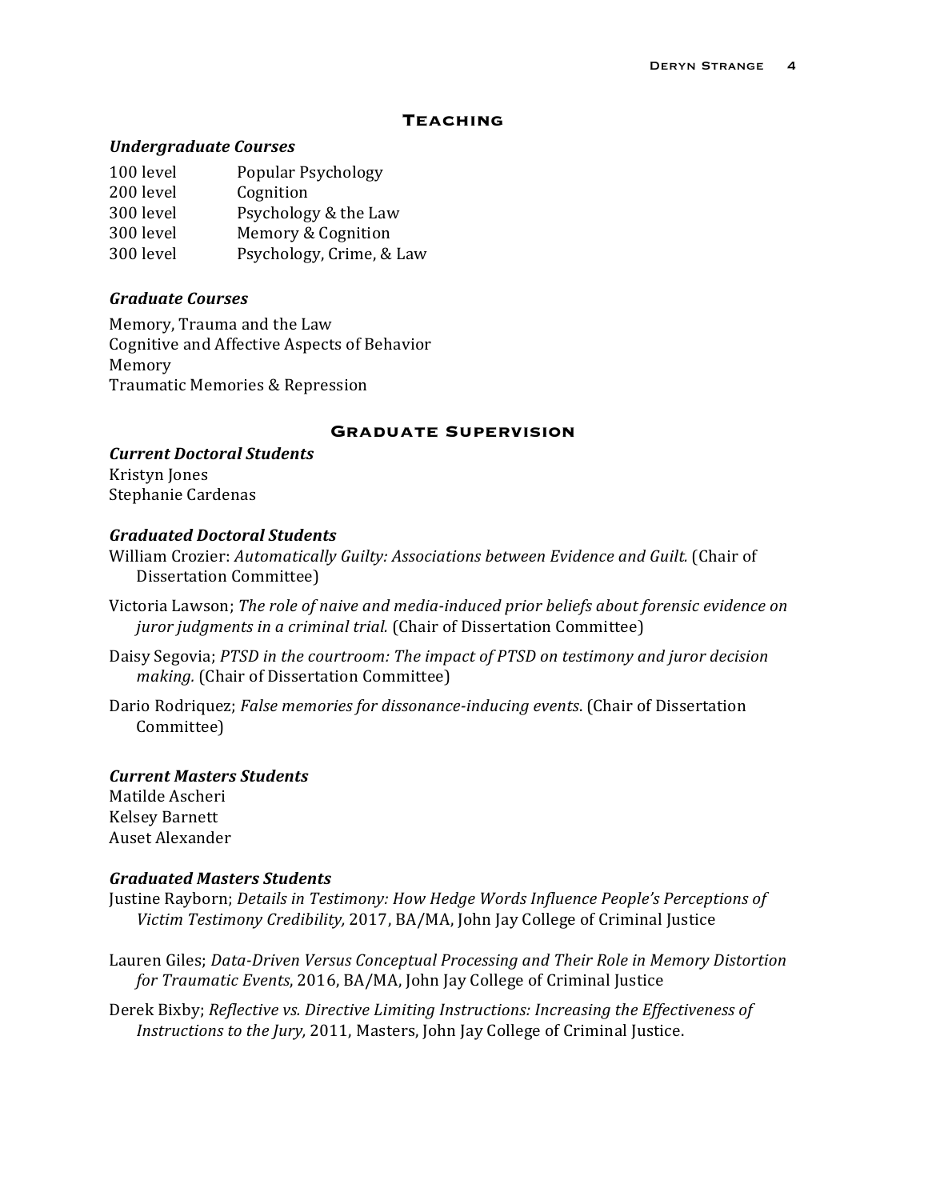## Teaching

### *Undergraduate Courses*

| | |
|---|---|
| 100 level | Popular Psychology |
| 200 level | Cognition |
| 300 level | Psychology & the Law |
| 300 level | Memory & Cognition |
| 300 level | Psychology, Crime, & Law |

### *Graduate Courses*

Memory, Trauma and the Law
Cognitive and Affective Aspects of Behavior
Memory
Traumatic Memories & Repression

## Graduate Supervision

### *Current Doctoral Students*

Kristyn Jones
Stephanie Cardenas

### *Graduated Doctoral Students*

William Crozier: *Automatically Guilty: Associations between Evidence and Guilt.* (Chair of Dissertation Committee)

Victoria Lawson; *The role of naive and media-induced prior beliefs about forensic evidence on juror judgments in a criminal trial.* (Chair of Dissertation Committee)

Daisy Segovia; *PTSD in the courtroom: The impact of PTSD on testimony and juror decision making.* (Chair of Dissertation Committee)

Dario Rodriquez; *False memories for dissonance-inducing events*. (Chair of Dissertation Committee)

### *Current Masters Students*

Matilde Ascheri
Kelsey Barnett
Auset Alexander

### *Graduated Masters Students*

Justine Rayborn; *Details in Testimony: How Hedge Words Influence People's Perceptions of Victim Testimony Credibility,* 2017, BA/MA, John Jay College of Criminal Justice

Lauren Giles; *Data-Driven Versus Conceptual Processing and Their Role in Memory Distortion for Traumatic Events*, 2016, BA/MA, John Jay College of Criminal Justice

Derek Bixby; *Reflective vs. Directive Limiting Instructions: Increasing the Effectiveness of Instructions to the Jury,* 2011, Masters, John Jay College of Criminal Justice.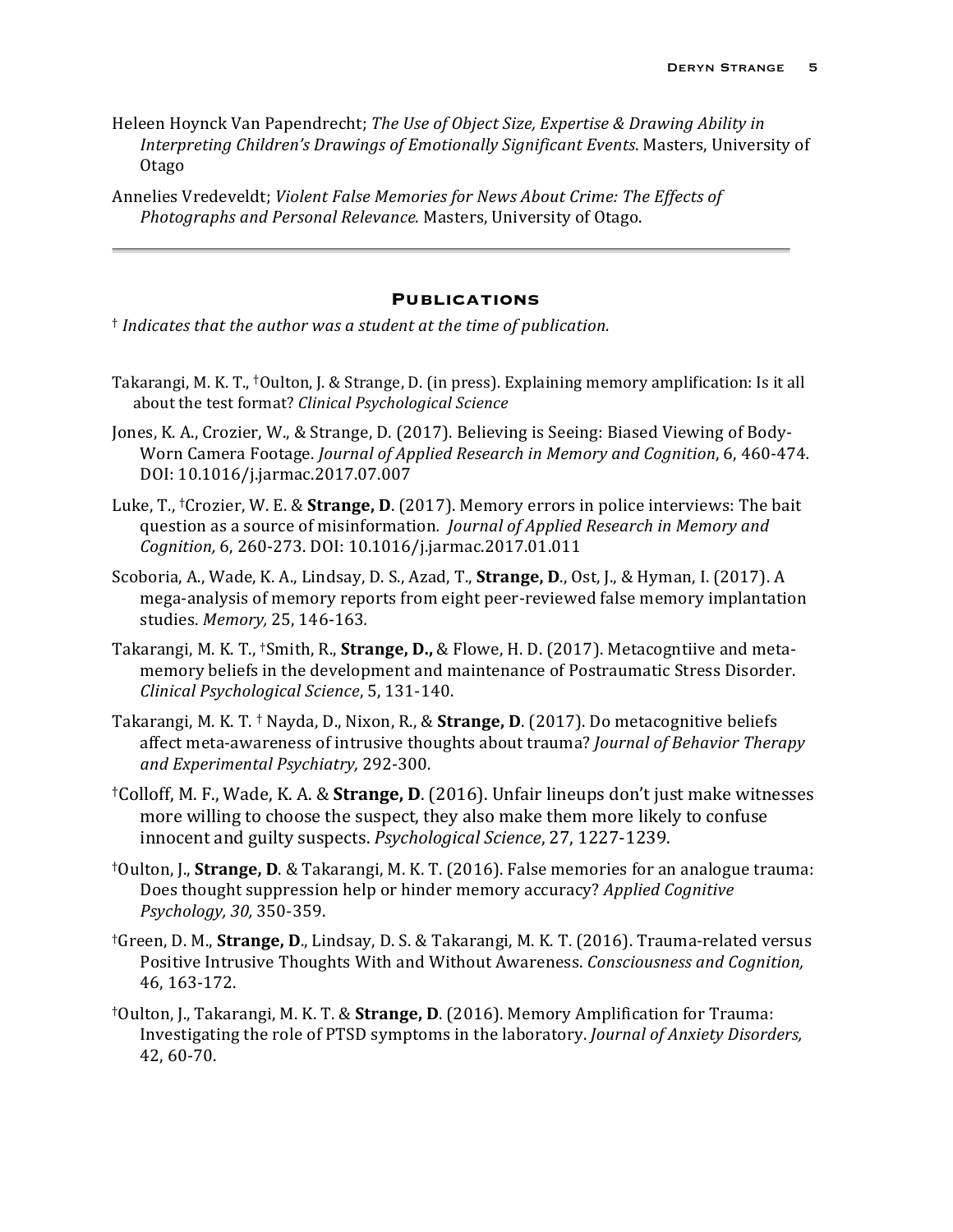Heleen Hoynck Van Papendrecht; *The Use of Object Size, Expertise & Drawing Ability in Interpreting Children's Drawings of Emotionally Significant Events*. Masters, University of Otago

Annelies Vredeveldt; *Violent False Memories for News About Crime: The Effects of Photographs and Personal Relevance.* Masters, University of Otago.

---

## Publications

† *Indicates that the author was a student at the time of publication.*

Takarangi, M. K. T., †Oulton, J. & Strange, D. (in press). Explaining memory amplification: Is it all about the test format? *Clinical Psychological Science*

Jones, K. A., Crozier, W., & Strange, D. (2017). Believing is Seeing: Biased Viewing of Body-Worn Camera Footage. *Journal of Applied Research in Memory and Cognition*, 6, 460-474. DOI: 10.1016/j.jarmac.2017.07.007

Luke, T., †Crozier, W. E. & **Strange, D**. (2017). Memory errors in police interviews: The bait question as a source of misinformation. *Journal of Applied Research in Memory and Cognition,* 6, 260-273. DOI: 10.1016/j.jarmac.2017.01.011

Scoboria, A., Wade, K. A., Lindsay, D. S., Azad, T., **Strange, D**., Ost, J., & Hyman, I. (2017). A mega-analysis of memory reports from eight peer-reviewed false memory implantation studies. *Memory,* 25, 146-163*.*

Takarangi, M. K. T., †Smith, R., **Strange, D.,** & Flowe, H. D. (2017). Metacogntiive and meta-memory beliefs in the development and maintenance of Postraumatic Stress Disorder. *Clinical Psychological Science*, 5, 131-140.

Takarangi, M. K. T. † Nayda, D., Nixon, R., & **Strange, D**. (2017). Do metacognitive beliefs affect meta-awareness of intrusive thoughts about trauma? *Journal of Behavior Therapy and Experimental Psychiatry,* 292-300.

†Colloff, M. F., Wade, K. A. & **Strange, D**. (2016). Unfair lineups don't just make witnesses more willing to choose the suspect, they also make them more likely to confuse innocent and guilty suspects. *Psychological Science*, 27, 1227-1239.

†Oulton, J., **Strange, D**. & Takarangi, M. K. T. (2016). False memories for an analogue trauma: Does thought suppression help or hinder memory accuracy? *Applied Cognitive Psychology, 30,* 350-359.

†Green, D. M., **Strange, D**., Lindsay, D. S. & Takarangi, M. K. T. (2016). Trauma-related versus Positive Intrusive Thoughts With and Without Awareness. *Consciousness and Cognition,* 46, 163-172.

†Oulton, J., Takarangi, M. K. T. & **Strange, D**. (2016). Memory Amplification for Trauma: Investigating the role of PTSD symptoms in the laboratory. *Journal of Anxiety Disorders,* 42, 60-70.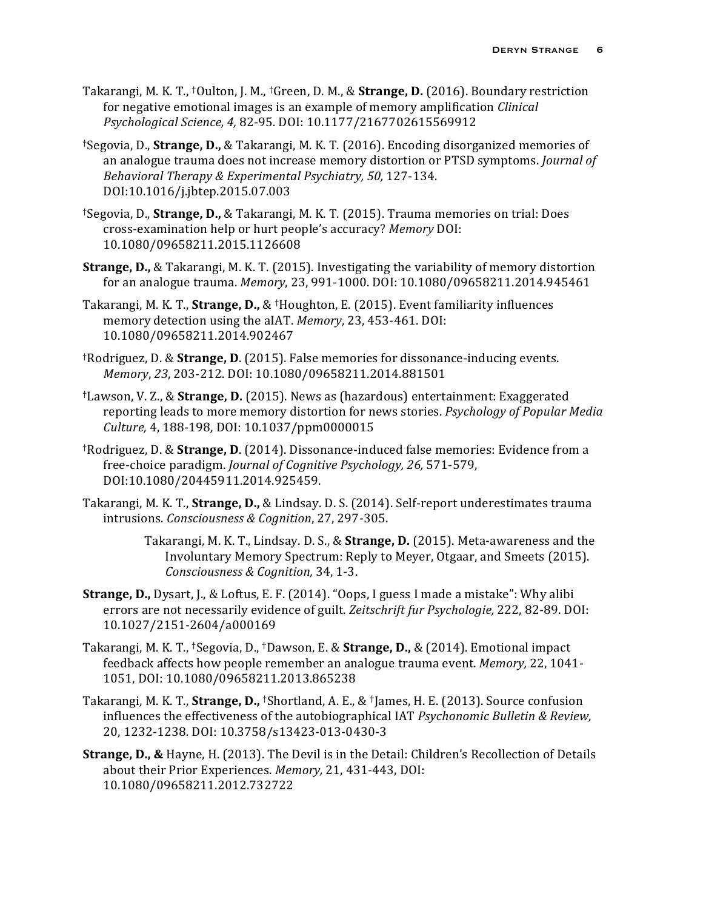Takarangi, M. K. T., [†]Oulton, J. M., [†]Green, D. M., & **Strange, D.** (2016). Boundary restriction for negative emotional images is an example of memory amplification *Clinical Psychological Science, 4,* 82-95. DOI: 10.1177/2167702615569912

[†]Segovia, D., **Strange, D.,** & Takarangi, M. K. T. (2016). Encoding disorganized memories of an analogue trauma does not increase memory distortion or PTSD symptoms. *Journal of Behavioral Therapy & Experimental Psychiatry, 50,* 127-134. DOI:10.1016/j.jbtep.2015.07.003

[†]Segovia, D., **Strange, D.,** & Takarangi, M. K. T. (2015). Trauma memories on trial: Does cross-examination help or hurt people's accuracy? *Memory* DOI: 10.1080/09658211.2015.1126608

**Strange, D.,** & Takarangi, M. K. T. (2015). Investigating the variability of memory distortion for an analogue trauma. *Memory*, 23, 991-1000. DOI: 10.1080/09658211.2014.945461

Takarangi, M. K. T., **Strange, D.,** & [†]Houghton, E. (2015). Event familiarity influences memory detection using the aIAT. *Memory*, 23, 453-461. DOI: 10.1080/09658211.2014.902467

[†]Rodriguez, D. & **Strange, D**. (2015). False memories for dissonance-inducing events. *Memory*, *23*, 203-212. DOI: 10.1080/09658211.2014.881501

[†]Lawson, V. Z., & **Strange, D.** (2015). News as (hazardous) entertainment: Exaggerated reporting leads to more memory distortion for news stories. *Psychology of Popular Media Culture,* 4, 188-198*,* DOI: 10.1037/ppm0000015

[†]Rodriguez, D. & **Strange, D**. (2014). Dissonance-induced false memories: Evidence from a free-choice paradigm. *Journal of Cognitive Psychology, 26,* 571-579, DOI:10.1080/20445911.2014.925459.

Takarangi, M. K. T., **Strange, D.,** & Lindsay. D. S. (2014). Self-report underestimates trauma intrusions. *Consciousness & Cognition*, 27, 297-305.

> Takarangi, M. K. T., Lindsay. D. S., & **Strange, D.** (2015). Meta-awareness and the Involuntary Memory Spectrum: Reply to Meyer, Otgaar, and Smeets (2015). *Consciousness & Cognition,* 34, 1-3.

**Strange, D.,** Dysart, J., & Loftus, E. F. (2014). "Oops, I guess I made a mistake": Why alibi errors are not necessarily evidence of guilt. *Zeitschrift fur Psychologie,* 222, 82-89. DOI: 10.1027/2151-2604/a000169

Takarangi, M. K. T., [†]Segovia, D., [†]Dawson, E. & **Strange, D.,** & (2014). Emotional impact feedback affects how people remember an analogue trauma event. *Memory,* 22, 1041-1051, DOI: 10.1080/09658211.2013.865238

Takarangi, M. K. T., **Strange, D.,** [†]Shortland, A. E., & [†]James, H. E. (2013). Source confusion influences the effectiveness of the autobiographical IAT *Psychonomic Bulletin & Review,* 20, 1232-1238. DOI: 10.3758/s13423-013-0430-3

**Strange, D., &** Hayne, H. (2013). The Devil is in the Detail: Children's Recollection of Details about their Prior Experiences. *Memory,* 21, 431-443, DOI: 10.1080/09658211.2012.732722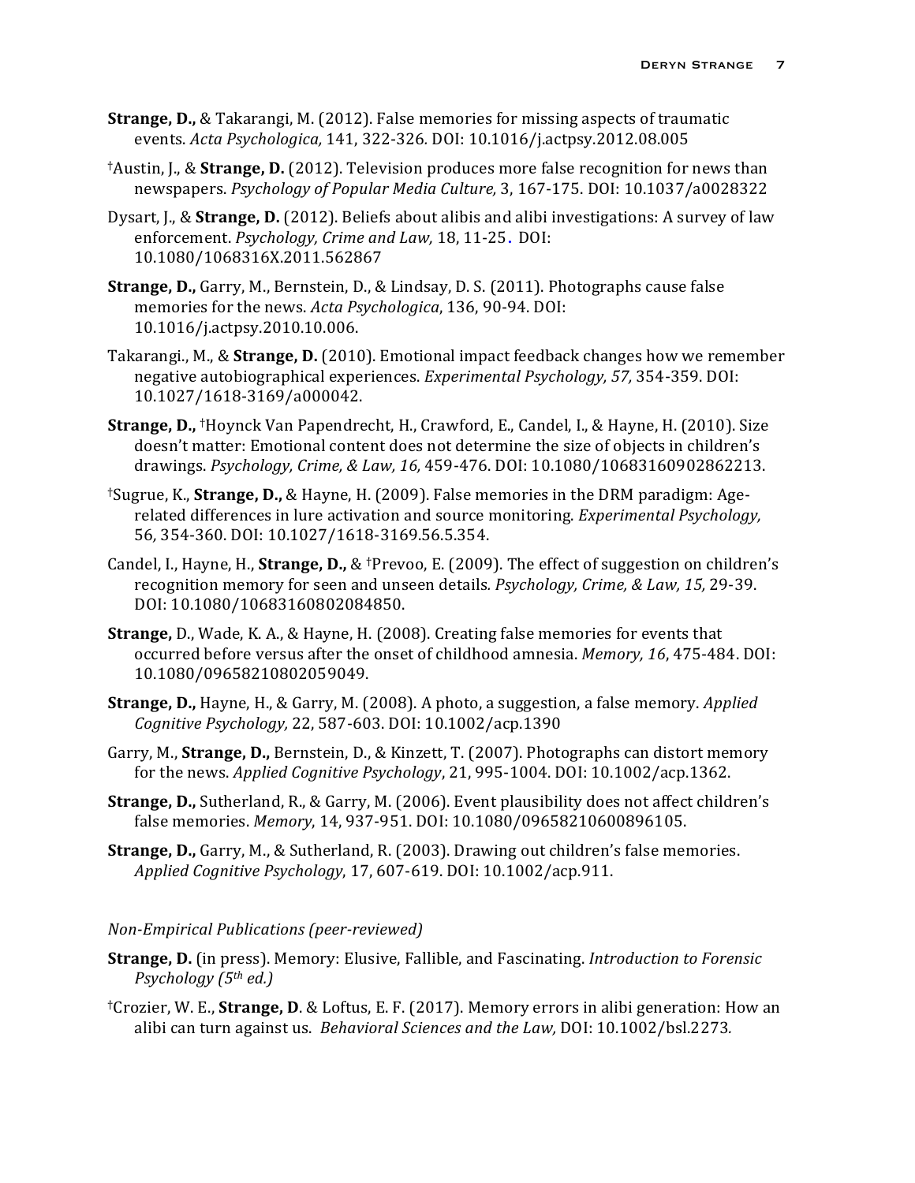**Strange, D.,** & Takarangi, M. (2012). False memories for missing aspects of traumatic events. *Acta Psychologica,* 141, 322-326. DOI: 10.1016/j.actpsy.2012.08.005

†Austin, J., & **Strange, D.** (2012). Television produces more false recognition for news than newspapers. *Psychology of Popular Media Culture,* 3, 167-175. DOI: 10.1037/a0028322

Dysart, J., & **Strange, D.** (2012). Beliefs about alibis and alibi investigations: A survey of law enforcement. *Psychology, Crime and Law,* 18, 11-25. DOI: 10.1080/1068316X.2011.562867

**Strange, D.,** Garry, M., Bernstein, D., & Lindsay, D. S. (2011). Photographs cause false memories for the news. *Acta Psychologica*, 136, 90-94. DOI: 10.1016/j.actpsy.2010.10.006.

Takarangi., M., & **Strange, D.** (2010). Emotional impact feedback changes how we remember negative autobiographical experiences. *Experimental Psychology, 57,* 354-359. DOI: 10.1027/1618-3169/a000042.

**Strange, D.,** †Hoynck Van Papendrecht, H., Crawford, E., Candel, I., & Hayne, H. (2010). Size doesn't matter: Emotional content does not determine the size of objects in children's drawings. *Psychology, Crime, & Law, 16,* 459-476. DOI: 10.1080/10683160902862213.

†Sugrue, K., **Strange, D.,** & Hayne, H. (2009). False memories in the DRM paradigm: Age-related differences in lure activation and source monitoring. *Experimental Psychology, 56,* 354-360. DOI: 10.1027/1618-3169.56.5.354.

Candel, I., Hayne, H., **Strange, D.,** & †Prevoo, E. (2009). The effect of suggestion on children's recognition memory for seen and unseen details. *Psychology, Crime, & Law, 15,* 29-39. DOI: 10.1080/10683160802084850.

**Strange,** D., Wade, K. A., & Hayne, H. (2008). Creating false memories for events that occurred before versus after the onset of childhood amnesia. *Memory, 16*, 475-484. DOI: 10.1080/09658210802059049.

**Strange, D.,** Hayne, H., & Garry, M. (2008). A photo, a suggestion, a false memory. *Applied Cognitive Psychology,* 22, 587-603. DOI: 10.1002/acp.1390

Garry, M., **Strange, D.,** Bernstein, D., & Kinzett, T. (2007). Photographs can distort memory for the news. *Applied Cognitive Psychology*, 21, 995-1004. DOI: 10.1002/acp.1362.

**Strange, D.,** Sutherland, R., & Garry, M. (2006). Event plausibility does not affect children's false memories. *Memory*, 14, 937-951. DOI: 10.1080/09658210600896105.

**Strange, D.,** Garry, M., & Sutherland, R. (2003). Drawing out children's false memories. *Applied Cognitive Psychology*, 17, 607-619. DOI: 10.1002/acp.911.

*Non-Empirical Publications (peer-reviewed)*

**Strange, D.** (in press). Memory: Elusive, Fallible, and Fascinating. *Introduction to Forensic Psychology (5th ed.)*

†Crozier, W. E., **Strange, D**. & Loftus, E. F. (2017). Memory errors in alibi generation: How an alibi can turn against us. *Behavioral Sciences and the Law,* DOI: 10.1002/bsl.2273.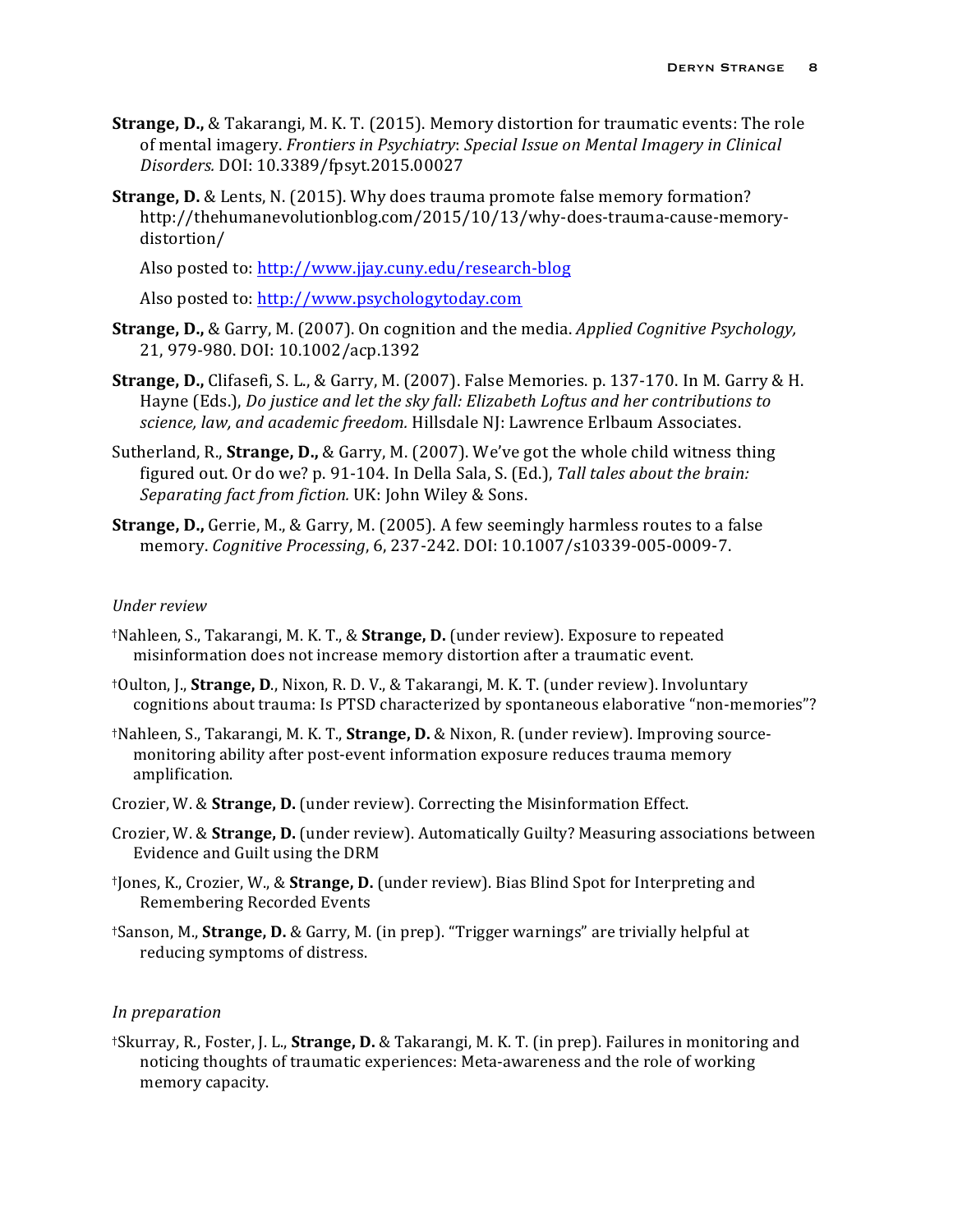**Strange, D.,** & Takarangi, M. K. T. (2015). Memory distortion for traumatic events: The role of mental imagery. *Frontiers in Psychiatry*: *Special Issue on Mental Imagery in Clinical Disorders.* DOI: 10.3389/fpsyt.2015.00027

**Strange, D.** & Lents, N. (2015). Why does trauma promote false memory formation? http://thehumanevolutionblog.com/2015/10/13/why-does-trauma-cause-memory-distortion/

Also posted to: http://www.jjay.cuny.edu/research-blog

Also posted to: http://www.psychologytoday.com

**Strange, D.,** & Garry, M. (2007). On cognition and the media. *Applied Cognitive Psychology,* 21, 979-980. DOI: 10.1002/acp.1392

**Strange, D.,** Clifasefi, S. L., & Garry, M. (2007). False Memories. p. 137-170. In M. Garry & H. Hayne (Eds.), *Do justice and let the sky fall: Elizabeth Loftus and her contributions to science, law, and academic freedom.* Hillsdale NJ: Lawrence Erlbaum Associates.

Sutherland, R., **Strange, D.,** & Garry, M. (2007). We've got the whole child witness thing figured out. Or do we? p. 91-104. In Della Sala, S. (Ed.), *Tall tales about the brain: Separating fact from fiction.* UK: John Wiley & Sons.

**Strange, D.,** Gerrie, M., & Garry, M. (2005). A few seemingly harmless routes to a false memory. *Cognitive Processing*, 6, 237-242. DOI: 10.1007/s10339-005-0009-7.

*Under review*

†Nahleen, S., Takarangi, M. K. T., & **Strange, D.** (under review). Exposure to repeated misinformation does not increase memory distortion after a traumatic event.

†Oulton, J., **Strange, D**., Nixon, R. D. V., & Takarangi, M. K. T. (under review). Involuntary cognitions about trauma: Is PTSD characterized by spontaneous elaborative "non-memories"?

†Nahleen, S., Takarangi, M. K. T., **Strange, D.** & Nixon, R. (under review). Improving source-monitoring ability after post-event information exposure reduces trauma memory amplification.

Crozier, W. & **Strange, D.** (under review). Correcting the Misinformation Effect.

Crozier, W. & **Strange, D.** (under review). Automatically Guilty? Measuring associations between Evidence and Guilt using the DRM

†Jones, K., Crozier, W., & **Strange, D.** (under review). Bias Blind Spot for Interpreting and Remembering Recorded Events

†Sanson, M., **Strange, D.** & Garry, M. (in prep). "Trigger warnings" are trivially helpful at reducing symptoms of distress.

*In preparation*

†Skurray, R., Foster, J. L., **Strange, D.** & Takarangi, M. K. T. (in prep). Failures in monitoring and noticing thoughts of traumatic experiences: Meta-awareness and the role of working memory capacity.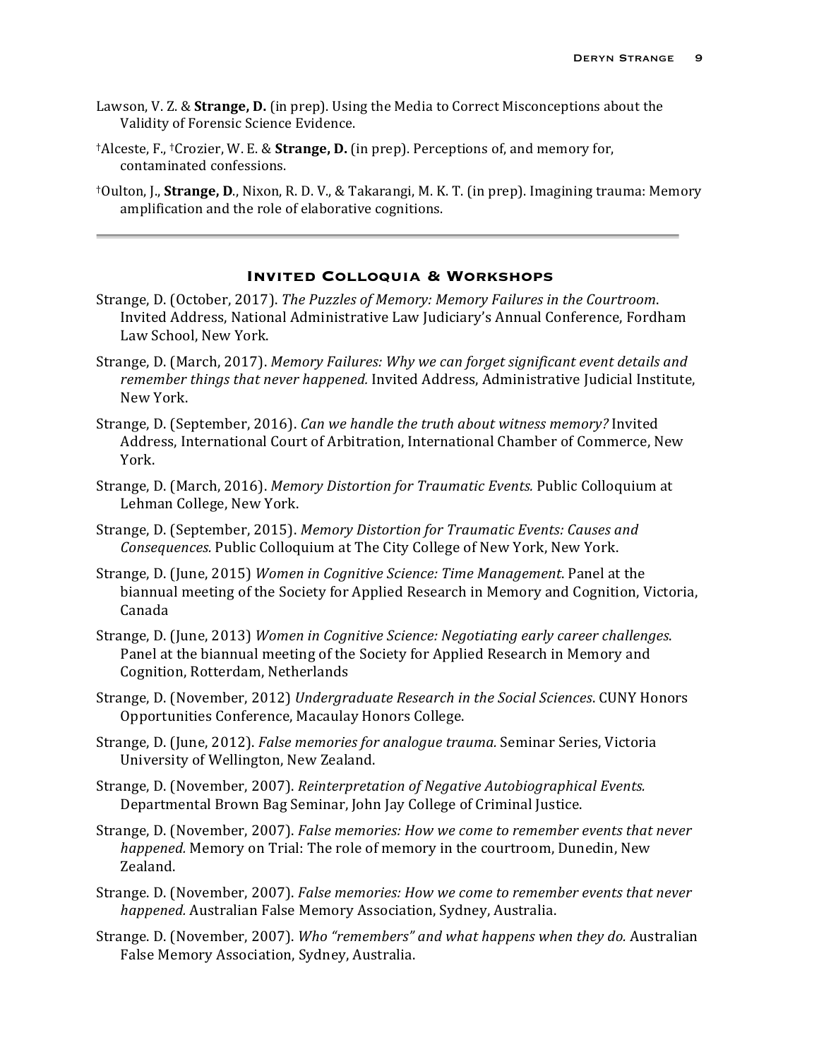Lawson, V. Z. & **Strange, D.** (in prep). Using the Media to Correct Misconceptions about the Validity of Forensic Science Evidence.

†Alceste, F., †Crozier, W. E. & **Strange, D.** (in prep). Perceptions of, and memory for, contaminated confessions.

†Oulton, J., **Strange, D**., Nixon, R. D. V., & Takarangi, M. K. T. (in prep). Imagining trauma: Memory amplification and the role of elaborative cognitions.

---

## Invited Colloquia & Workshops

Strange, D. (October, 2017). *The Puzzles of Memory: Memory Failures in the Courtroom*. Invited Address, National Administrative Law Judiciary's Annual Conference, Fordham Law School, New York.

Strange, D. (March, 2017). *Memory Failures: Why we can forget significant event details and remember things that never happened.* Invited Address, Administrative Judicial Institute, New York.

Strange, D. (September, 2016). *Can we handle the truth about witness memory?* Invited Address, International Court of Arbitration, International Chamber of Commerce, New York.

Strange, D. (March, 2016). *Memory Distortion for Traumatic Events.* Public Colloquium at Lehman College, New York.

Strange, D. (September, 2015). *Memory Distortion for Traumatic Events: Causes and Consequences.* Public Colloquium at The City College of New York, New York.

Strange, D. (June, 2015) *Women in Cognitive Science: Time Management*. Panel at the biannual meeting of the Society for Applied Research in Memory and Cognition, Victoria, Canada

Strange, D. (June, 2013) *Women in Cognitive Science: Negotiating early career challenges*. Panel at the biannual meeting of the Society for Applied Research in Memory and Cognition, Rotterdam, Netherlands

Strange, D. (November, 2012) *Undergraduate Research in the Social Sciences*. CUNY Honors Opportunities Conference, Macaulay Honors College.

Strange, D. (June, 2012). *False memories for analogue trauma.* Seminar Series, Victoria University of Wellington, New Zealand.

Strange, D. (November, 2007). *Reinterpretation of Negative Autobiographical Events.* Departmental Brown Bag Seminar, John Jay College of Criminal Justice.

Strange, D. (November, 2007). *False memories: How we come to remember events that never happened.* Memory on Trial: The role of memory in the courtroom, Dunedin, New Zealand.

Strange. D. (November, 2007). *False memories: How we come to remember events that never happened.* Australian False Memory Association, Sydney, Australia.

Strange. D. (November, 2007). *Who "remembers" and what happens when they do.* Australian False Memory Association, Sydney, Australia.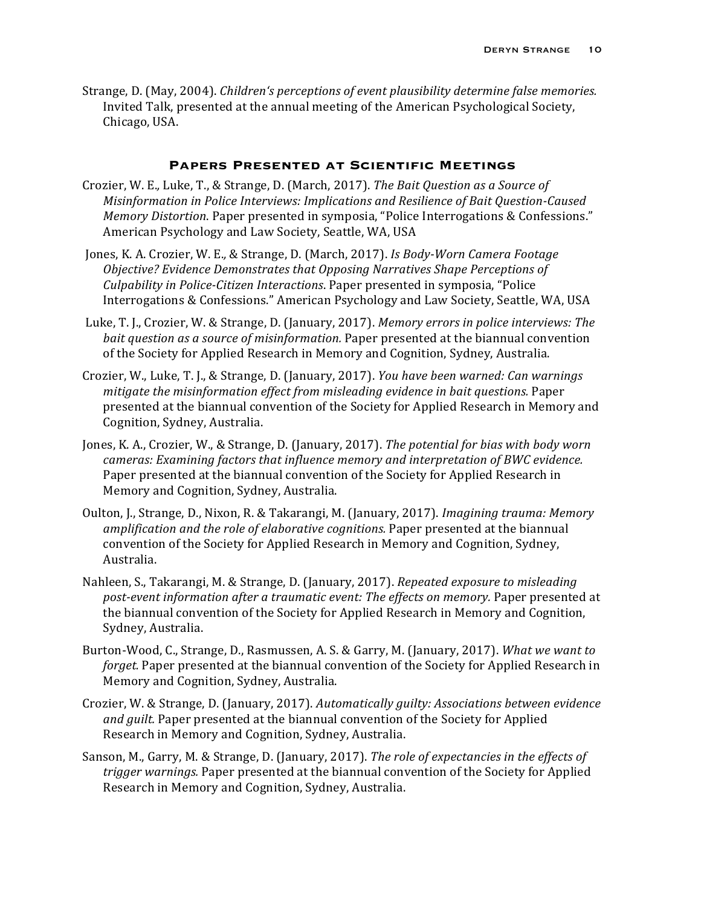Strange, D. (May, 2004). *Children's perceptions of event plausibility determine false memories.* Invited Talk, presented at the annual meeting of the American Psychological Society, Chicago, USA.

## Papers Presented at Scientific Meetings

Crozier, W. E., Luke, T., & Strange, D. (March, 2017). *The Bait Question as a Source of Misinformation in Police Interviews: Implications and Resilience of Bait Question-Caused Memory Distortion.* Paper presented in symposia, "Police Interrogations & Confessions." American Psychology and Law Society, Seattle, WA, USA

Jones, K. A. Crozier, W. E., & Strange, D. (March, 2017). *Is Body-Worn Camera Footage Objective? Evidence Demonstrates that Opposing Narratives Shape Perceptions of Culpability in Police-Citizen Interactions*. Paper presented in symposia, "Police Interrogations & Confessions." American Psychology and Law Society, Seattle, WA, USA

Luke, T. J., Crozier, W. & Strange, D. (January, 2017). *Memory errors in police interviews: The bait question as a source of misinformation.* Paper presented at the biannual convention of the Society for Applied Research in Memory and Cognition, Sydney, Australia.

Crozier, W., Luke, T. J., & Strange, D. (January, 2017). *You have been warned: Can warnings mitigate the misinformation effect from misleading evidence in bait questions.* Paper presented at the biannual convention of the Society for Applied Research in Memory and Cognition, Sydney, Australia.

Jones, K. A., Crozier, W., & Strange, D. (January, 2017). *The potential for bias with body worn cameras: Examining factors that influence memory and interpretation of BWC evidence.* Paper presented at the biannual convention of the Society for Applied Research in Memory and Cognition, Sydney, Australia.

Oulton, J., Strange, D., Nixon, R. & Takarangi, M. (January, 2017). *Imagining trauma: Memory amplification and the role of elaborative cognitions.* Paper presented at the biannual convention of the Society for Applied Research in Memory and Cognition, Sydney, Australia.

Nahleen, S., Takarangi, M. & Strange, D. (January, 2017). *Repeated exposure to misleading post-event information after a traumatic event: The effects on memory.* Paper presented at the biannual convention of the Society for Applied Research in Memory and Cognition, Sydney, Australia.

Burton-Wood, C., Strange, D., Rasmussen, A. S. & Garry, M. (January, 2017). *What we want to forget.* Paper presented at the biannual convention of the Society for Applied Research in Memory and Cognition, Sydney, Australia.

Crozier, W. & Strange, D. (January, 2017). *Automatically guilty: Associations between evidence and guilt.* Paper presented at the biannual convention of the Society for Applied Research in Memory and Cognition, Sydney, Australia.

Sanson, M., Garry, M. & Strange, D. (January, 2017). *The role of expectancies in the effects of trigger warnings.* Paper presented at the biannual convention of the Society for Applied Research in Memory and Cognition, Sydney, Australia.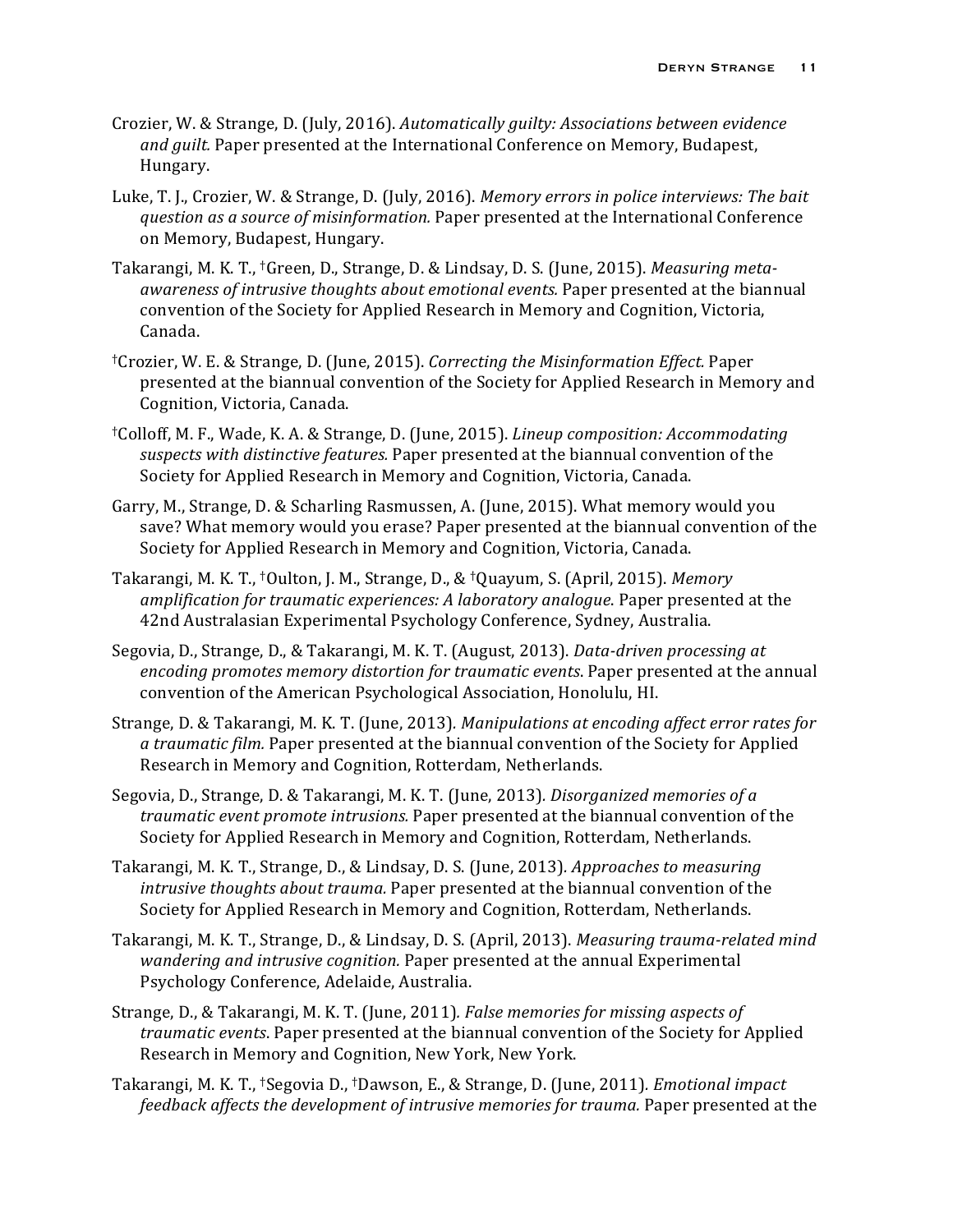Crozier, W. & Strange, D. (July, 2016). *Automatically guilty: Associations between evidence and guilt.* Paper presented at the International Conference on Memory, Budapest, Hungary.

Luke, T. J., Crozier, W. & Strange, D. (July, 2016). *Memory errors in police interviews: The bait question as a source of misinformation.* Paper presented at the International Conference on Memory, Budapest, Hungary.

Takarangi, M. K. T., †Green, D., Strange, D. & Lindsay, D. S. (June, 2015). *Measuring meta-awareness of intrusive thoughts about emotional events.* Paper presented at the biannual convention of the Society for Applied Research in Memory and Cognition, Victoria, Canada.

†Crozier, W. E. & Strange, D. (June, 2015). *Correcting the Misinformation Effect.* Paper presented at the biannual convention of the Society for Applied Research in Memory and Cognition, Victoria, Canada.

†Colloff, M. F., Wade, K. A. & Strange, D. (June, 2015). *Lineup composition: Accommodating suspects with distinctive features.* Paper presented at the biannual convention of the Society for Applied Research in Memory and Cognition, Victoria, Canada.

Garry, M., Strange, D. & Scharling Rasmussen, A. (June, 2015). What memory would you save? What memory would you erase? Paper presented at the biannual convention of the Society for Applied Research in Memory and Cognition, Victoria, Canada.

Takarangi, M. K. T., †Oulton, J. M., Strange, D., & †Quayum, S. (April, 2015). *Memory amplification for traumatic experiences: A laboratory analogue*. Paper presented at the 42nd Australasian Experimental Psychology Conference, Sydney, Australia.

Segovia, D., Strange, D., & Takarangi, M. K. T. (August, 2013). *Data-driven processing at encoding promotes memory distortion for traumatic events*. Paper presented at the annual convention of the American Psychological Association, Honolulu, HI.

Strange, D. & Takarangi, M. K. T. (June, 2013)*. Manipulations at encoding affect error rates for a traumatic film.* Paper presented at the biannual convention of the Society for Applied Research in Memory and Cognition, Rotterdam, Netherlands.

Segovia, D., Strange, D. & Takarangi, M. K. T. (June, 2013)*. Disorganized memories of a traumatic event promote intrusions.* Paper presented at the biannual convention of the Society for Applied Research in Memory and Cognition, Rotterdam, Netherlands.

Takarangi, M. K. T., Strange, D., & Lindsay, D. S. (June, 2013)*. Approaches to measuring intrusive thoughts about trauma.* Paper presented at the biannual convention of the Society for Applied Research in Memory and Cognition, Rotterdam, Netherlands.

Takarangi, M. K. T., Strange, D., & Lindsay, D. S. (April, 2013). *Measuring trauma-related mind wandering and intrusive cognition.* Paper presented at the annual Experimental Psychology Conference, Adelaide, Australia.

Strange, D., & Takarangi, M. K. T. (June, 2011)*. False memories for missing aspects of traumatic events*. Paper presented at the biannual convention of the Society for Applied Research in Memory and Cognition, New York, New York.

Takarangi, M. K. T., †Segovia D., †Dawson, E., & Strange, D. (June, 2011). *Emotional impact feedback affects the development of intrusive memories for trauma.* Paper presented at the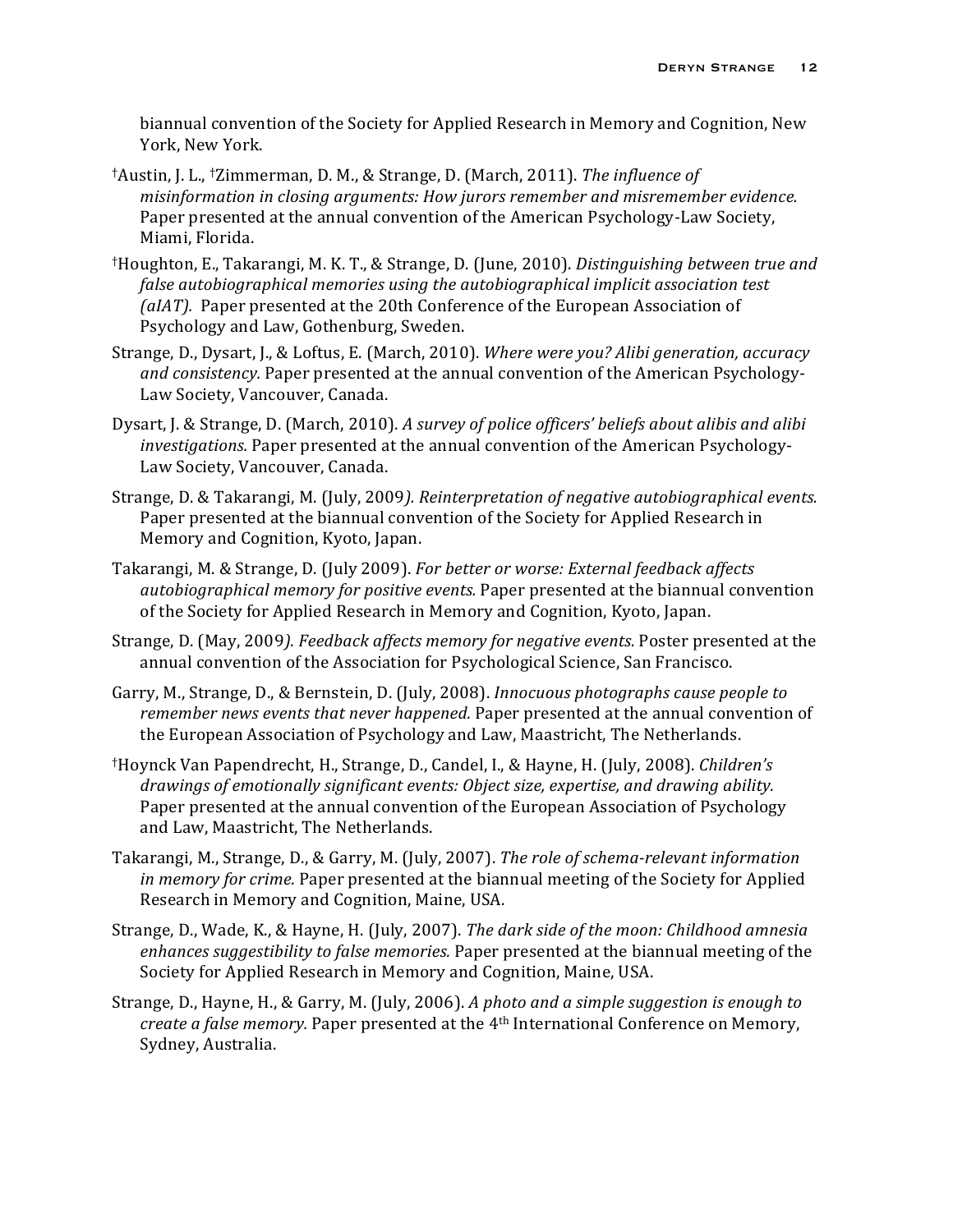biannual convention of the Society for Applied Research in Memory and Cognition, New York, New York.

†Austin, J. L., †Zimmerman, D. M., & Strange, D. (March, 2011). *The influence of misinformation in closing arguments: How jurors remember and misremember evidence.* Paper presented at the annual convention of the American Psychology-Law Society, Miami, Florida.

†Houghton, E., Takarangi, M. K. T., & Strange, D. (June, 2010). *Distinguishing between true and false autobiographical memories using the autobiographical implicit association test (aIAT).* Paper presented at the 20th Conference of the European Association of Psychology and Law, Gothenburg, Sweden.

Strange, D., Dysart, J., & Loftus, E. (March, 2010). *Where were you? Alibi generation, accuracy and consistency.* Paper presented at the annual convention of the American Psychology-Law Society, Vancouver, Canada.

Dysart, J. & Strange, D. (March, 2010). *A survey of police officers' beliefs about alibis and alibi investigations.* Paper presented at the annual convention of the American Psychology-Law Society, Vancouver, Canada.

Strange, D. & Takarangi, M. (July, 2009*). Reinterpretation of negative autobiographical events.* Paper presented at the biannual convention of the Society for Applied Research in Memory and Cognition, Kyoto, Japan.

Takarangi, M. & Strange, D. (July 2009). *For better or worse: External feedback affects autobiographical memory for positive events.* Paper presented at the biannual convention of the Society for Applied Research in Memory and Cognition, Kyoto, Japan.

Strange, D. (May, 2009*). Feedback affects memory for negative events.* Poster presented at the annual convention of the Association for Psychological Science, San Francisco.

Garry, M., Strange, D., & Bernstein, D. (July, 2008). *Innocuous photographs cause people to remember news events that never happened.* Paper presented at the annual convention of the European Association of Psychology and Law, Maastricht, The Netherlands.

†Hoynck Van Papendrecht, H., Strange, D., Candel, I., & Hayne, H. (July, 2008). *Children's drawings of emotionally significant events: Object size, expertise, and drawing ability.* Paper presented at the annual convention of the European Association of Psychology and Law, Maastricht, The Netherlands.

Takarangi, M., Strange, D., & Garry, M. (July, 2007). *The role of schema-relevant information in memory for crime.* Paper presented at the biannual meeting of the Society for Applied Research in Memory and Cognition, Maine, USA.

Strange, D., Wade, K., & Hayne, H. (July, 2007). *The dark side of the moon: Childhood amnesia enhances suggestibility to false memories.* Paper presented at the biannual meeting of the Society for Applied Research in Memory and Cognition, Maine, USA.

Strange, D., Hayne, H., & Garry, M. (July, 2006). *A photo and a simple suggestion is enough to create a false memory.* Paper presented at the 4th International Conference on Memory, Sydney, Australia.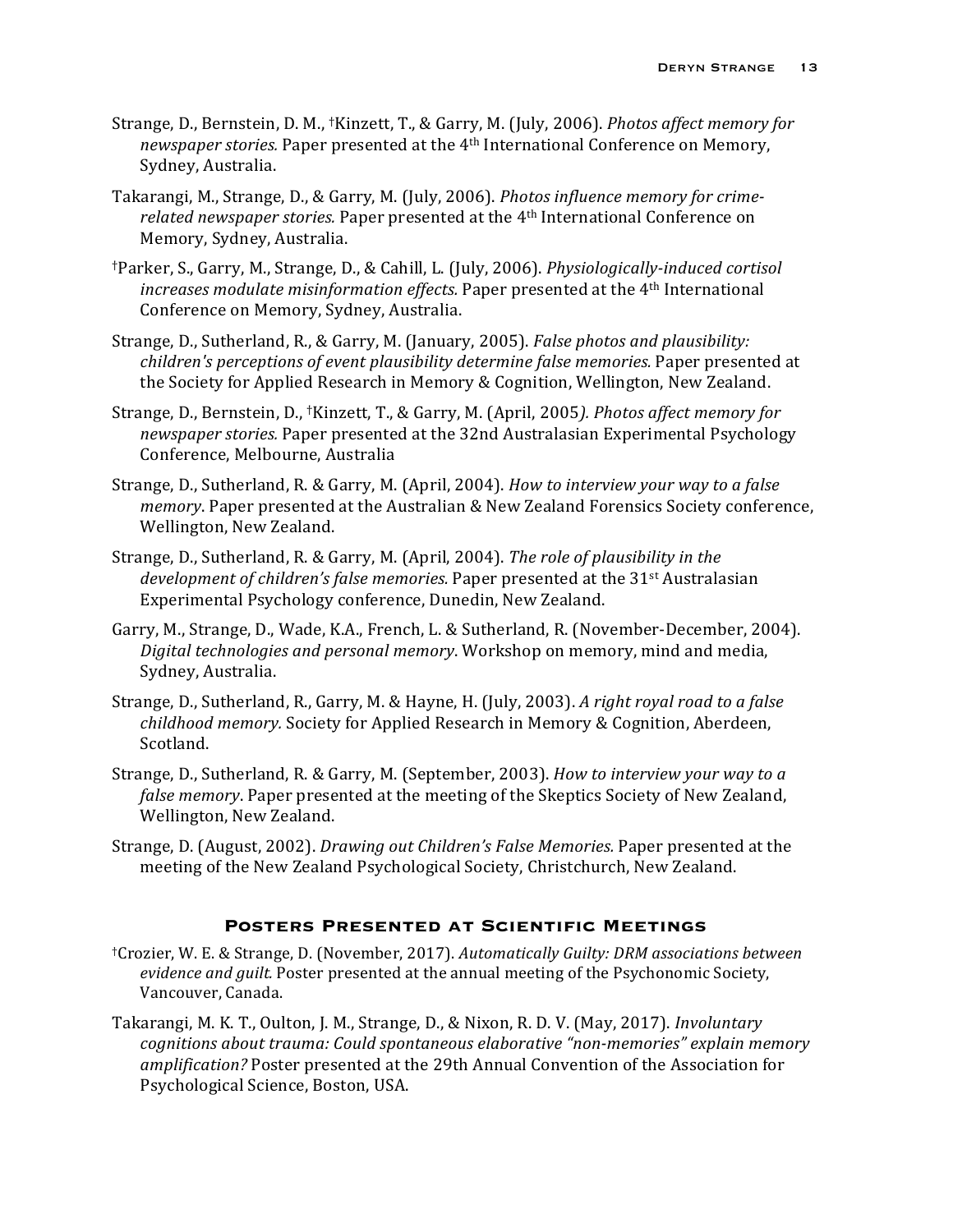Strange, D., Bernstein, D. M., †Kinzett, T., & Garry, M. (July, 2006). *Photos affect memory for newspaper stories.* Paper presented at the 4th International Conference on Memory, Sydney, Australia.

Takarangi, M., Strange, D., & Garry, M. (July, 2006). *Photos influence memory for crime-related newspaper stories.* Paper presented at the 4th International Conference on Memory, Sydney, Australia.

†Parker, S., Garry, M., Strange, D., & Cahill, L. (July, 2006). *Physiologically-induced cortisol increases modulate misinformation effects.* Paper presented at the 4th International Conference on Memory, Sydney, Australia.

Strange, D., Sutherland, R., & Garry, M. (January, 2005). *False photos and plausibility: children's perceptions of event plausibility determine false memories.* Paper presented at the Society for Applied Research in Memory & Cognition, Wellington, New Zealand.

Strange, D., Bernstein, D., †Kinzett, T., & Garry, M. (April, 2005*). Photos affect memory for newspaper stories.* Paper presented at the 32nd Australasian Experimental Psychology Conference, Melbourne, Australia

Strange, D., Sutherland, R. & Garry, M. (April, 2004). *How to interview your way to a false memory*. Paper presented at the Australian & New Zealand Forensics Society conference, Wellington, New Zealand.

Strange, D., Sutherland, R. & Garry, M. (April, 2004). *The role of plausibility in the development of children's false memories.* Paper presented at the 31st Australasian Experimental Psychology conference, Dunedin, New Zealand.

Garry, M., Strange, D., Wade, K.A., French, L. & Sutherland, R. (November-December, 2004). *Digital technologies and personal memory*. Workshop on memory, mind and media, Sydney, Australia.

Strange, D., Sutherland, R., Garry, M. & Hayne, H. (July, 2003). *A right royal road to a false childhood memory.* Society for Applied Research in Memory & Cognition, Aberdeen, Scotland.

Strange, D., Sutherland, R. & Garry, M. (September, 2003). *How to interview your way to a false memory*. Paper presented at the meeting of the Skeptics Society of New Zealand, Wellington, New Zealand.

Strange, D. (August, 2002). *Drawing out Children's False Memories.* Paper presented at the meeting of the New Zealand Psychological Society, Christchurch, New Zealand.

## Posters Presented at Scientific Meetings

†Crozier, W. E. & Strange, D. (November, 2017). *Automatically Guilty: DRM associations between evidence and guilt.* Poster presented at the annual meeting of the Psychonomic Society, Vancouver, Canada.

Takarangi, M. K. T., Oulton, J. M., Strange, D., & Nixon, R. D. V. (May, 2017). *Involuntary cognitions about trauma: Could spontaneous elaborative "non-memories" explain memory amplification?* Poster presented at the 29th Annual Convention of the Association for Psychological Science, Boston, USA.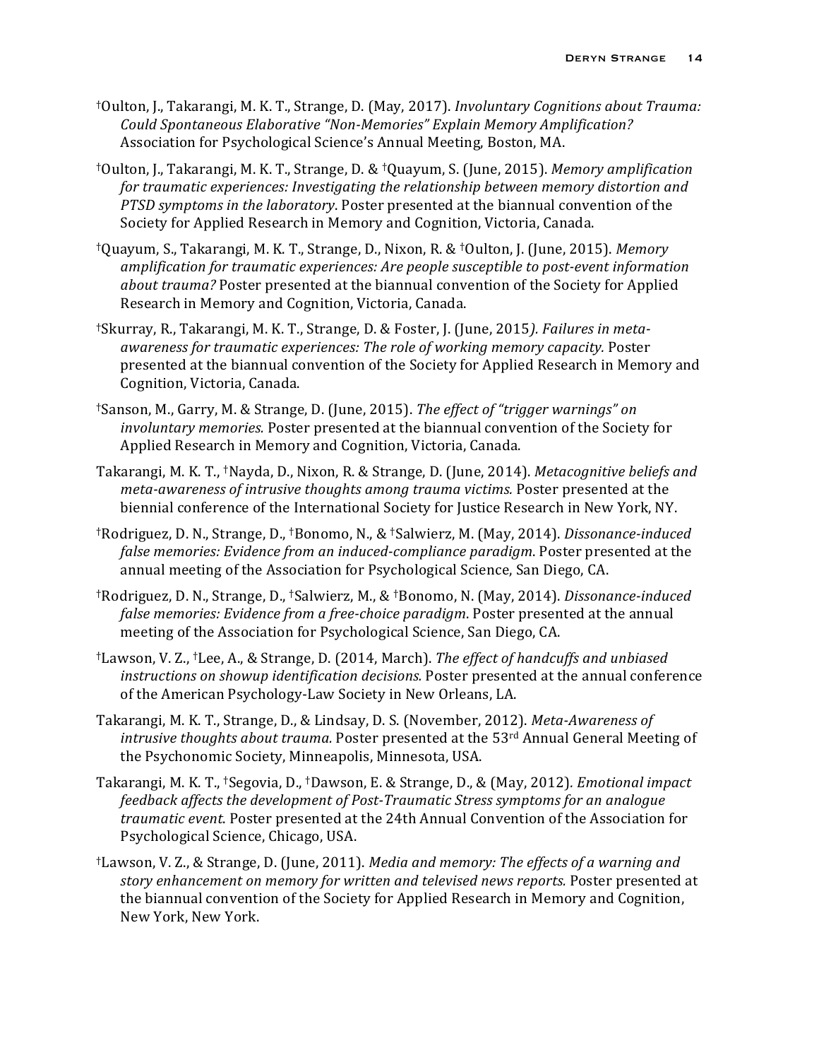†Oulton, J., Takarangi, M. K. T., Strange, D. (May, 2017). *Involuntary Cognitions about Trauma: Could Spontaneous Elaborative "Non-Memories" Explain Memory Amplification?* Association for Psychological Science's Annual Meeting, Boston, MA.

†Oulton, J., Takarangi, M. K. T., Strange, D. & †Quayum, S. (June, 2015). *Memory amplification for traumatic experiences: Investigating the relationship between memory distortion and PTSD symptoms in the laboratory*. Poster presented at the biannual convention of the Society for Applied Research in Memory and Cognition, Victoria, Canada.

†Quayum, S., Takarangi, M. K. T., Strange, D., Nixon, R. & †Oulton, J. (June, 2015). *Memory amplification for traumatic experiences: Are people susceptible to post-event information about trauma?* Poster presented at the biannual convention of the Society for Applied Research in Memory and Cognition, Victoria, Canada.

†Skurray, R., Takarangi, M. K. T., Strange, D. & Foster, J. (June, 2015*). Failures in meta-awareness for traumatic experiences: The role of working memory capacity.* Poster presented at the biannual convention of the Society for Applied Research in Memory and Cognition, Victoria, Canada.

†Sanson, M., Garry, M. & Strange, D. (June, 2015). *The effect of "trigger warnings" on involuntary memories.* Poster presented at the biannual convention of the Society for Applied Research in Memory and Cognition, Victoria, Canada.

Takarangi, M. K. T., †Nayda, D., Nixon, R. & Strange, D. (June, 2014). *Metacognitive beliefs and meta-awareness of intrusive thoughts among trauma victims.* Poster presented at the biennial conference of the International Society for Justice Research in New York, NY.

†Rodriguez, D. N., Strange, D., †Bonomo, N., & †Salwierz, M. (May, 2014). *Dissonance-induced false memories: Evidence from an induced-compliance paradigm*. Poster presented at the annual meeting of the Association for Psychological Science, San Diego, CA.

†Rodriguez, D. N., Strange, D., †Salwierz, M., & †Bonomo, N. (May, 2014). *Dissonance-induced false memories: Evidence from a free-choice paradigm*. Poster presented at the annual meeting of the Association for Psychological Science, San Diego, CA.

†Lawson, V. Z., †Lee, A., & Strange, D. (2014, March). *The effect of handcuffs and unbiased instructions on showup identification decisions.* Poster presented at the annual conference of the American Psychology-Law Society in New Orleans, LA.

Takarangi, M. K. T., Strange, D., & Lindsay, D. S. (November, 2012). *Meta-Awareness of intrusive thoughts about trauma.* Poster presented at the 53rd Annual General Meeting of the Psychonomic Society, Minneapolis, Minnesota, USA.

Takarangi, M. K. T., †Segovia, D., †Dawson, E. & Strange, D., & (May, 2012)*. Emotional impact feedback affects the development of Post-Traumatic Stress symptoms for an analogue traumatic event*. Poster presented at the 24th Annual Convention of the Association for Psychological Science, Chicago, USA.

†Lawson, V. Z., & Strange, D. (June, 2011). *Media and memory: The effects of a warning and story enhancement on memory for written and televised news reports.* Poster presented at the biannual convention of the Society for Applied Research in Memory and Cognition, New York, New York.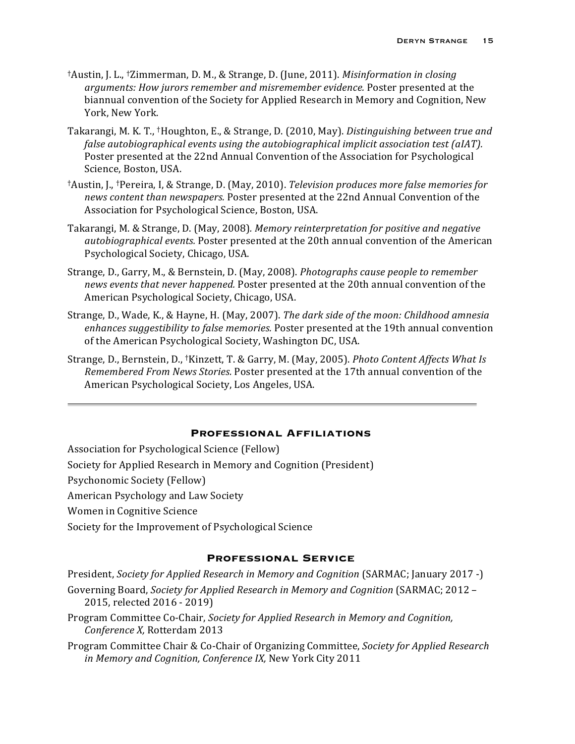†Austin, J. L., †Zimmerman, D. M., & Strange, D. (June, 2011). *Misinformation in closing arguments: How jurors remember and misremember evidence.* Poster presented at the biannual convention of the Society for Applied Research in Memory and Cognition, New York, New York.

Takarangi, M. K. T., †Houghton, E., & Strange, D. (2010, May). *Distinguishing between true and false autobiographical events using the autobiographical implicit association test (aIAT).* Poster presented at the 22nd Annual Convention of the Association for Psychological Science, Boston, USA.

†Austin, J., †Pereira, I, & Strange, D. (May, 2010). *Television produces more false memories for news content than newspapers.* Poster presented at the 22nd Annual Convention of the Association for Psychological Science, Boston, USA.

Takarangi, M. & Strange, D. (May, 2008). *Memory reinterpretation for positive and negative autobiographical events.* Poster presented at the 20th annual convention of the American Psychological Society, Chicago, USA.

Strange, D., Garry, M., & Bernstein, D. (May, 2008). *Photographs cause people to remember news events that never happened.* Poster presented at the 20th annual convention of the American Psychological Society, Chicago, USA.

Strange, D., Wade, K., & Hayne, H. (May, 2007). *The dark side of the moon: Childhood amnesia enhances suggestibility to false memories.* Poster presented at the 19th annual convention of the American Psychological Society, Washington DC, USA.

Strange, D., Bernstein, D., †Kinzett, T. & Garry, M. (May, 2005). *Photo Content Affects What Is Remembered From News Stories.* Poster presented at the 17th annual convention of the American Psychological Society, Los Angeles, USA.

---

## Professional Affiliations

Association for Psychological Science (Fellow)

Society for Applied Research in Memory and Cognition (President)

Psychonomic Society (Fellow)

American Psychology and Law Society

Women in Cognitive Science

Society for the Improvement of Psychological Science

## Professional Service

President, *Society for Applied Research in Memory and Cognition* (SARMAC; January 2017 -)

Governing Board, *Society for Applied Research in Memory and Cognition* (SARMAC; 2012 – 2015, relected 2016 - 2019)

Program Committee Co-Chair, *Society for Applied Research in Memory and Cognition, Conference X,* Rotterdam 2013

Program Committee Chair & Co-Chair of Organizing Committee, *Society for Applied Research in Memory and Cognition, Conference IX,* New York City 2011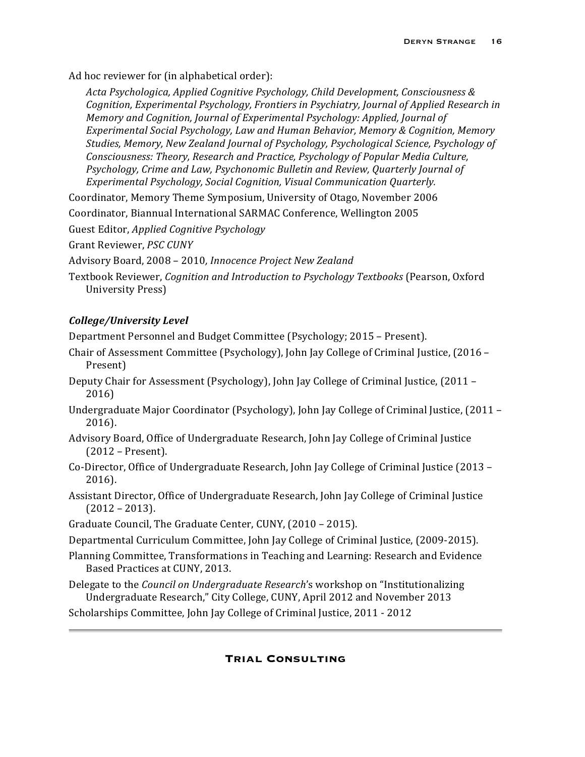Ad hoc reviewer for (in alphabetical order):

*Acta Psychologica, Applied Cognitive Psychology, Child Development, Consciousness & Cognition, Experimental Psychology, Frontiers in Psychiatry, Journal of Applied Research in Memory and Cognition, Journal of Experimental Psychology: Applied, Journal of Experimental Social Psychology, Law and Human Behavior, Memory & Cognition, Memory Studies, Memory, New Zealand Journal of Psychology, Psychological Science, Psychology of Consciousness: Theory, Research and Practice, Psychology of Popular Media Culture, Psychology, Crime and Law, Psychonomic Bulletin and Review, Quarterly Journal of Experimental Psychology, Social Cognition, Visual Communication Quarterly.*

Coordinator, Memory Theme Symposium, University of Otago, November 2006

Coordinator, Biannual International SARMAC Conference, Wellington 2005

Guest Editor, *Applied Cognitive Psychology*

Grant Reviewer, *PSC CUNY*

Advisory Board, 2008 – 2010*, Innocence Project New Zealand*

Textbook Reviewer, *Cognition and Introduction to Psychology Textbooks* (Pearson, Oxford University Press)

### *College/University Level*

Department Personnel and Budget Committee (Psychology; 2015 – Present).

Chair of Assessment Committee (Psychology), John Jay College of Criminal Justice, (2016 – Present)

Deputy Chair for Assessment (Psychology), John Jay College of Criminal Justice, (2011 – 2016)

Undergraduate Major Coordinator (Psychology), John Jay College of Criminal Justice, (2011 – 2016).

Advisory Board, Office of Undergraduate Research, John Jay College of Criminal Justice (2012 – Present).

Co-Director, Office of Undergraduate Research, John Jay College of Criminal Justice (2013 – 2016).

Assistant Director, Office of Undergraduate Research, John Jay College of Criminal Justice (2012 – 2013).

Graduate Council, The Graduate Center, CUNY, (2010 – 2015).

Departmental Curriculum Committee, John Jay College of Criminal Justice, (2009-2015).

Planning Committee, Transformations in Teaching and Learning: Research and Evidence Based Practices at CUNY, 2013.

Delegate to the *Council on Undergraduate Research*'s workshop on "Institutionalizing Undergraduate Research," City College, CUNY, April 2012 and November 2013

Scholarships Committee, John Jay College of Criminal Justice, 2011 - 2012

---

## Trial Consulting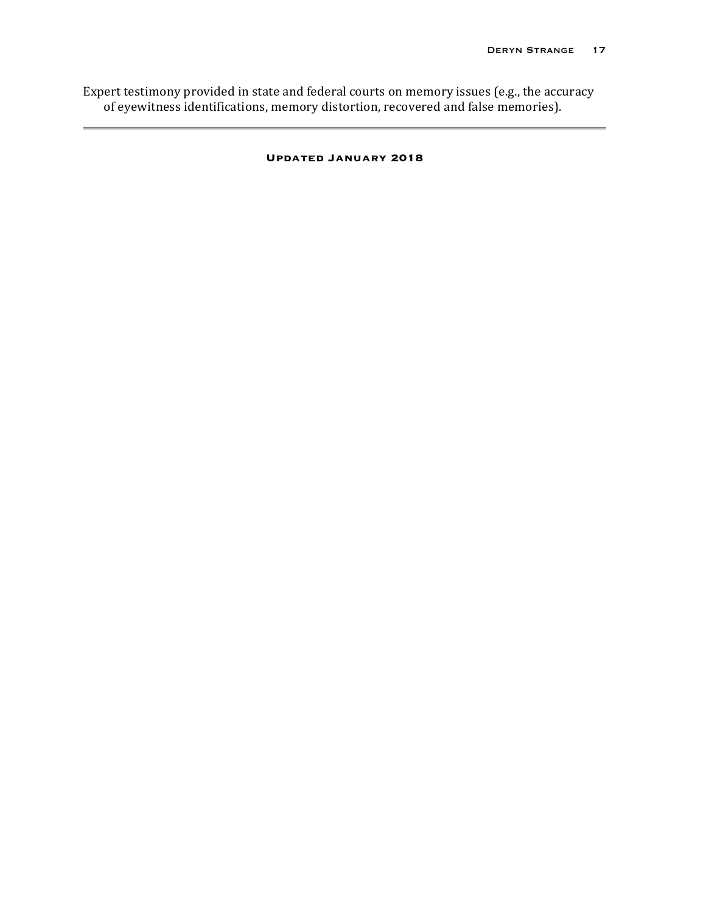Expert testimony provided in state and federal courts on memory issues (e.g., the accuracy of eyewitness identifications, memory distortion, recovered and false memories).

---

**UPDATED JANUARY 2018**